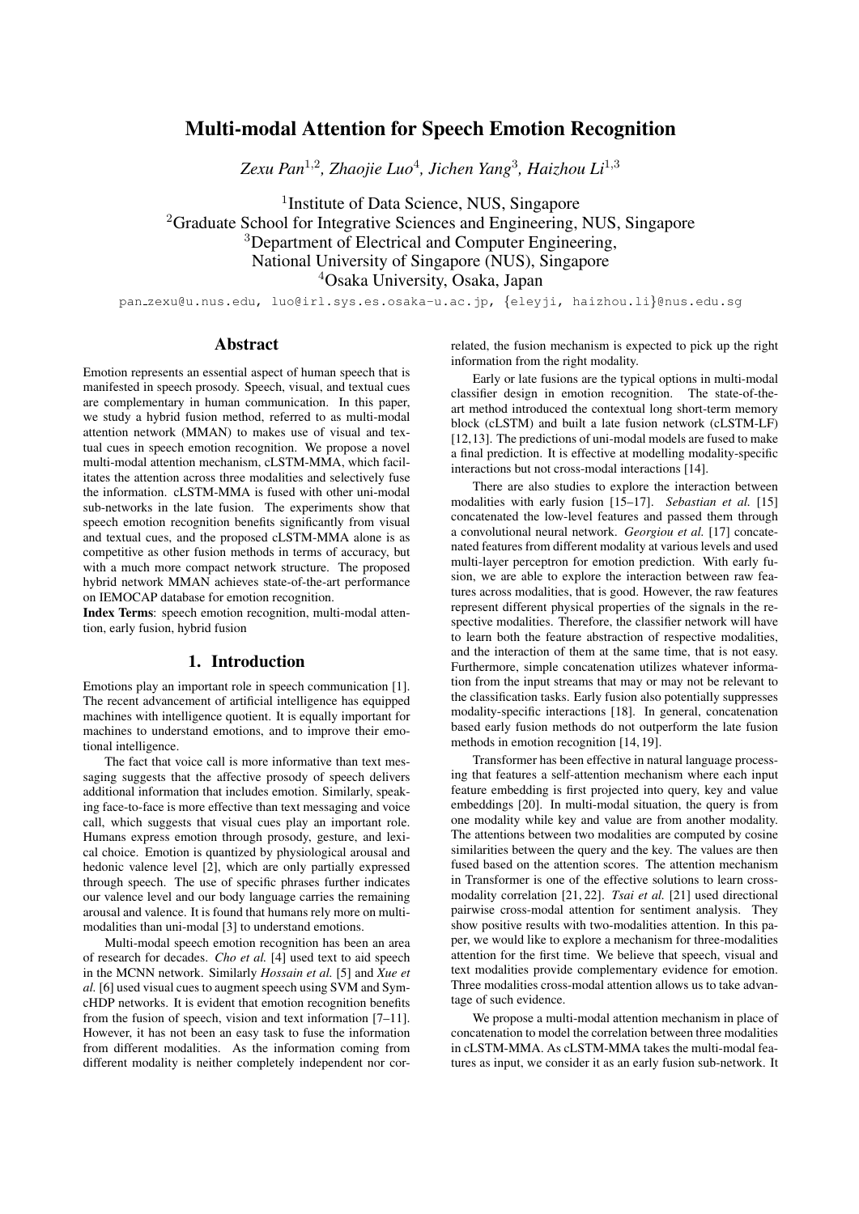# Multi-modal Attention for Speech Emotion Recognition

*Zexu Pan*[1,2], *Zhaojie Luo*[4], *Jichen Yang*[3], *Haizhou Li*[1,3]

[1]Institute of Data Science, NUS, Singapore
[2]Graduate School for Integrative Sciences and Engineering, NUS, Singapore
[3]Department of Electrical and Computer Engineering, National University of Singapore (NUS), Singapore
[4]Osaka University, Osaka, Japan

pan_zexu@u.nus.edu, luo@irl.sys.es.osaka-u.ac.jp, {eleyji, haizhou.li}@nus.edu.sg

## Abstract

Emotion represents an essential aspect of human speech that is manifested in speech prosody. Speech, visual, and textual cues are complementary in human communication. In this paper, we study a hybrid fusion method, referred to as multi-modal attention network (MMAN) to makes use of visual and textual cues in speech emotion recognition. We propose a novel multi-modal attention mechanism, cLSTM-MMA, which facilitates the attention across three modalities and selectively fuse the information. cLSTM-MMA is fused with other uni-modal sub-networks in the late fusion. The experiments show that speech emotion recognition benefits significantly from visual and textual cues, and the proposed cLSTM-MMA alone is as competitive as other fusion methods in terms of accuracy, but with a much more compact network structure. The proposed hybrid network MMAN achieves state-of-the-art performance on IEMOCAP database for emotion recognition.

**Index Terms**: speech emotion recognition, multi-modal attention, early fusion, hybrid fusion

## 1. Introduction

Emotions play an important role in speech communication [1]. The recent advancement of artificial intelligence has equipped machines with intelligence quotient. It is equally important for machines to understand emotions, and to improve their emotional intelligence.

The fact that voice call is more informative than text messaging suggests that the affective prosody of speech delivers additional information that includes emotion. Similarly, speaking face-to-face is more effective than text messaging and voice call, which suggests that visual cues play an important role. Humans express emotion through prosody, gesture, and lexical choice. Emotion is quantized by physiological arousal and hedonic valence level [2], which are only partially expressed through speech. The use of specific phrases further indicates our valence level and our body language carries the remaining arousal and valence. It is found that humans rely more on multi-modalities than uni-modal [3] to understand emotions.

Multi-modal speech emotion recognition has been an area of research for decades. *Cho et al.* [4] used text to aid speech in the MCNN network. Similarly *Hossain et al.* [5] and *Xue et al.* [6] used visual cues to augment speech using SVM and SymcHDP networks. It is evident that emotion recognition benefits from the fusion of speech, vision and text information [7–11]. However, it has not been an easy task to fuse the information from different modalities. As the information coming from different modality is neither completely independent nor correlated, the fusion mechanism is expected to pick up the right information from the right modality.

Early or late fusions are the typical options in multi-modal classifier design in emotion recognition. The state-of-the-art method introduced the contextual long short-term memory block (cLSTM) and built a late fusion network (cLSTM-LF) [12,13]. The predictions of uni-modal models are fused to make a final prediction. It is effective at modelling modality-specific interactions but not cross-modal interactions [14].

There are also studies to explore the interaction between modalities with early fusion [15–17]. *Sebastian et al.* [15] concatenated the low-level features and passed them through a convolutional neural network. *Georgiou et al.* [17] concatenated features from different modality at various levels and used multi-layer perceptron for emotion prediction. With early fusion, we are able to explore the interaction between raw features across modalities, that is good. However, the raw features represent different physical properties of the signals in the respective modalities. Therefore, the classifier network will have to learn both the feature abstraction of respective modalities, and the interaction of them at the same time, that is not easy. Furthermore, simple concatenation utilizes whatever information from the input streams that may or may not be relevant to the classification tasks. Early fusion also potentially suppresses modality-specific interactions [18]. In general, concatenation based early fusion methods do not outperform the late fusion methods in emotion recognition [14, 19].

Transformer has been effective in natural language processing that features a self-attention mechanism where each input feature embedding is first projected into query, key and value embeddings [20]. In multi-modal situation, the query is from one modality while key and value are from another modality. The attentions between two modalities are computed by cosine similarities between the query and the key. The values are then fused based on the attention scores. The attention mechanism in Transformer is one of the effective solutions to learn cross-modality correlation [21, 22]. *Tsai et al.* [21] used directional pairwise cross-modal attention for sentiment analysis. They show positive results with two-modalities attention. In this paper, we would like to explore a mechanism for three-modalities attention for the first time. We believe that speech, visual and text modalities provide complementary evidence for emotion. Three modalities cross-modal attention allows us to take advantage of such evidence.

We propose a multi-modal attention mechanism in place of concatenation to model the correlation between three modalities in cLSTM-MMA. As cLSTM-MMA takes the multi-modal features as input, we consider it as an early fusion sub-network. It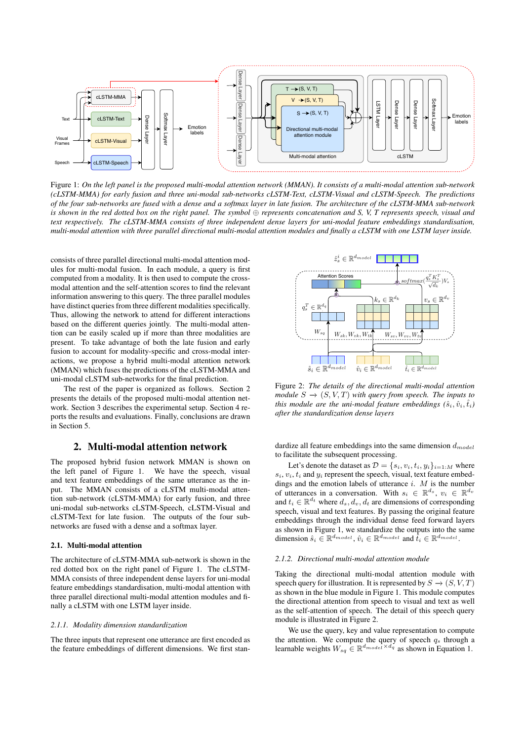Figure 1: *On the left panel is the proposed multi-modal attention network (MMAN). It consists of a multi-modal attention sub-network (cLSTM-MMA) for early fusion and three uni-modal sub-networks cLSTM-Text, cLSTM-Visual and cLSTM-Speech. The predictions of the four sub-networks are fused with a dense and a softmax layer in late fusion. The architecture of the cLSTM-MMA sub-network is shown in the red dotted box on the right panel. The symbol ⊕ represents concatenation and S, V, T represents speech, visual and text respectively. The cLSTM-MMA consists of three independent dense layers for uni-modal feature embeddings standardisation, multi-modal attention with three parallel directional multi-modal attention modules and finally a cLSTM with one LSTM layer inside.*

consists of three parallel directional multi-modal attention modules for multi-modal fusion. In each module, a query is first computed from a modality. It is then used to compute the cross-modal attention and the self-attention scores to find the relevant information answering to this query. The three parallel modules have distinct queries from three different modalities specifically. Thus, allowing the network to attend for different interactions based on the different queries jointly. The multi-modal attention can be easily scaled up if more than three modalities are present. To take advantage of both the late fusion and early fusion to account for modality-specific and cross-modal interactions, we propose a hybrid multi-modal attention network (MMAN) which fuses the predictions of the cLSTM-MMA and uni-modal cLSTM sub-networks for the final prediction.

The rest of the paper is organized as follows. Section 2 presents the details of the proposed multi-modal attention network. Section 3 describes the experimental setup. Section 4 reports the results and evaluations. Finally, conclusions are drawn in Section 5.

## 2. Multi-modal attention network

The proposed hybrid fusion network MMAN is shown on the left panel of Figure 1. We have the speech, visual and text feature embeddings of the same utterance as the input. The MMAN consists of a cLSTM multi-modal attention sub-network (cLSTM-MMA) for early fusion, and three uni-modal sub-networks cLSTM-Speech, cLSTM-Visual and cLSTM-Text for late fusion. The outputs of the four sub-networks are fused with a dense and a softmax layer.

### 2.1. Multi-modal attention

The architecture of cLSTM-MMA sub-network is shown in the red dotted box on the right panel of Figure 1. The cLSTM-MMA consists of three independent dense layers for uni-modal feature embeddings standardisation, multi-modal attention with three parallel directional multi-modal attention modules and finally a cLSTM with one LSTM layer inside.

#### 2.1.1. Modality dimension standardization

The three inputs that represent one utterance are first encoded as the feature embeddings of different dimensions. We first standardize all feature embeddings into the same dimension $d_{model}$ to facilitate the subsequent processing.

Figure 2: *The details of the directional multi-modal attention module $S \rightarrow (S, V, T)$ with query from speech. The inputs to this module are the uni-modal feature embeddings $(\hat{s}_i, \hat{v}_i, \hat{t}_i)$ after the standardization dense layers*

Let's denote the dataset as $\mathcal{D} = \{s_i, v_i, t_i, y_i\}_{i=1:M}$ where $s_i$, $v_i$, $t_i$ and $y_i$ represent the speech, visual, text feature embeddings and the emotion labels of utterance $i$. $M$ is the number of utterances in a conversation. With $s_i \in \mathbb{R}^{d_s}$, $v_i \in \mathbb{R}^{d_v}$ and $t_i \in \mathbb{R}^{d_t}$ where $d_s, d_v, d_t$ are dimensions of corresponding speech, visual and text features. By passing the original feature embeddings through the individual dense feed forward layers as shown in Figure 1, we standardize the outputs into the same dimension $\hat{s}_i \in \mathbb{R}^{d_{model}}$, $\hat{v}_i \in \mathbb{R}^{d_{model}}$ and $\hat{t}_i \in \mathbb{R}^{d_{model}}$.

#### 2.1.2. Directional multi-modal attention module

Taking the directional multi-modal attention module with speech query for illustration. It is represented by $S \rightarrow (S, V, T)$ as shown in the blue module in Figure 1. This module computes the directional attention from speech to visual and text as well as the self-attention of speech. The detail of this speech query module is illustrated in Figure 2.

We use the query, key and value representation to compute the attention. We compute the query of speech $q_s$ through a learnable weights $W_{sq} \in \mathbb{R}^{d_{model} \times d_q}$ as shown in Equation 1.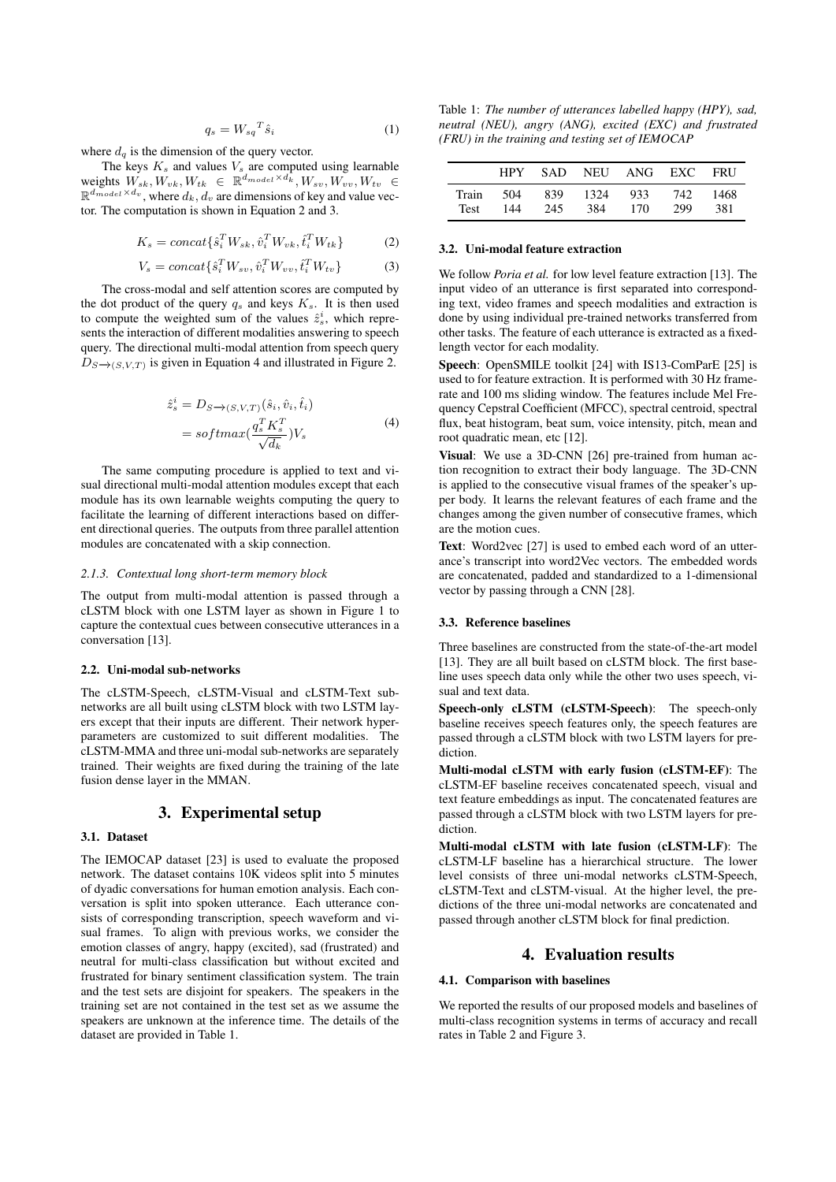$$q_s = {W_{sq}}^T \hat{s}_i \tag{1}$$

where $d_q$ is the dimension of the query vector.

The keys $K_s$ and values $V_s$ are computed using learnable weights $W_{sk}, W_{vk}, W_{tk} \in \mathbb{R}^{d_{model} \times d_k}, W_{sv}, W_{vv}, W_{tv} \in \mathbb{R}^{d_{model} \times d_v}$, where $d_k, d_v$ are dimensions of key and value vector. The computation is shown in Equation 2 and 3.

$$K_s = concat\{\hat{s}_i^T W_{sk}, \hat{v}_i^T W_{vk}, \hat{t}_i^T W_{tk}\} \tag{2}$$

$$V_s = concat\{\hat{s}_i^T W_{sv}, \hat{v}_i^T W_{vv}, \hat{t}_i^T W_{tv}\} \tag{3}$$

The cross-modal and self attention scores are computed by the dot product of the query $q_s$ and keys $K_s$. It is then used to compute the weighted sum of the values $\hat{z}_s^i$, which represents the interaction of different modalities answering to speech query. The directional multi-modal attention from speech query $D_{S \rightarrow (S,V,T)}$ is given in Equation 4 and illustrated in Figure 2.

$$\begin{aligned} \hat{z}_s^i &= D_{S \rightarrow (S,V,T)}(\hat{s}_i, \hat{v}_i, \hat{t}_i) \\ &= softmax(\frac{q_s^T K_s^T}{\sqrt{d_k}}) V_s \end{aligned} \tag{4}$$

The same computing procedure is applied to text and visual directional multi-modal attention modules except that each module has its own learnable weights computing the query to facilitate the learning of different interactions based on different directional queries. The outputs from three parallel attention modules are concatenated with a skip connection.

#### 2.1.3. Contextual long short-term memory block

The output from multi-modal attention is passed through a cLSTM block with one LSTM layer as shown in Figure 1 to capture the contextual cues between consecutive utterances in a conversation [13].

### 2.2. Uni-modal sub-networks

The cLSTM-Speech, cLSTM-Visual and cLSTM-Text subnetworks are all built using cLSTM block with two LSTM layers except that their inputs are different. Their network hyperparameters are customized to suit different modalities. The cLSTM-MMA and three uni-modal sub-networks are separately trained. Their weights are fixed during the training of the late fusion dense layer in the MMAN.

## 3. Experimental setup

### 3.1. Dataset

The IEMOCAP dataset [23] is used to evaluate the proposed network. The dataset contains 10K videos split into 5 minutes of dyadic conversations for human emotion analysis. Each conversation is split into spoken utterance. Each utterance consists of corresponding transcription, speech waveform and visual frames. To align with previous works, we consider the emotion classes of angry, happy (excited), sad (frustrated) and neutral for multi-class classification but without excited and frustrated for binary sentiment classification system. The train and the test sets are disjoint for speakers. The speakers in the training set are not contained in the test set as we assume the speakers are unknown at the inference time. The details of the dataset are provided in Table 1.

Table 1: *The number of utterances labelled happy (HPY), sad, neutral (NEU), angry (ANG), excited (EXC) and frustrated (FRU) in the training and testing set of IEMOCAP*

| | HPY | SAD | NEU | ANG | EXC | FRU |
|---|---|---|---|---|---|---|
| Train | 504 | 839 | 1324 | 933 | 742 | 1468 |
| Test | 144 | 245 | 384 | 170 | 299 | 381 |

### 3.2. Uni-modal feature extraction

We follow *Poria et al.* for low level feature extraction [13]. The input video of an utterance is first separated into corresponding text, video frames and speech modalities and extraction is done by using individual pre-trained networks transferred from other tasks. The feature of each utterance is extracted as a fixed-length vector for each modality.

**Speech**: OpenSMILE toolkit [24] with IS13-ComParE [25] is used to for feature extraction. It is performed with 30 Hz framerate and 100 ms sliding window. The features include Mel Frequency Cepstral Coefficient (MFCC), spectral centroid, spectral flux, beat histogram, beat sum, voice intensity, pitch, mean and root quadratic mean, etc [12].

**Visual**: We use a 3D-CNN [26] pre-trained from human action recognition to extract their body language. The 3D-CNN is applied to the consecutive visual frames of the speaker's upper body. It learns the relevant features of each frame and the changes among the given number of consecutive frames, which are the motion cues.

**Text**: Word2vec [27] is used to embed each word of an utterance's transcript into word2Vec vectors. The embedded words are concatenated, padded and standardized to a 1-dimensional vector by passing through a CNN [28].

### 3.3. Reference baselines

Three baselines are constructed from the state-of-the-art model [13]. They are all built based on cLSTM block. The first baseline uses speech data only while the other two uses speech, visual and text data.

**Speech-only cLSTM (cLSTM-Speech)**: The speech-only baseline receives speech features only, the speech features are passed through a cLSTM block with two LSTM layers for prediction.

**Multi-modal cLSTM with early fusion (cLSTM-EF)**: The cLSTM-EF baseline receives concatenated speech, visual and text feature embeddings as input. The concatenated features are passed through a cLSTM block with two LSTM layers for prediction.

**Multi-modal cLSTM with late fusion (cLSTM-LF)**: The cLSTM-LF baseline has a hierarchical structure. The lower level consists of three uni-modal networks cLSTM-Speech, cLSTM-Text and cLSTM-visual. At the higher level, the predictions of the three uni-modal networks are concatenated and passed through another cLSTM block for final prediction.

## 4. Evaluation results

### 4.1. Comparison with baselines

We reported the results of our proposed models and baselines of multi-class recognition systems in terms of accuracy and recall rates in Table 2 and Figure 3.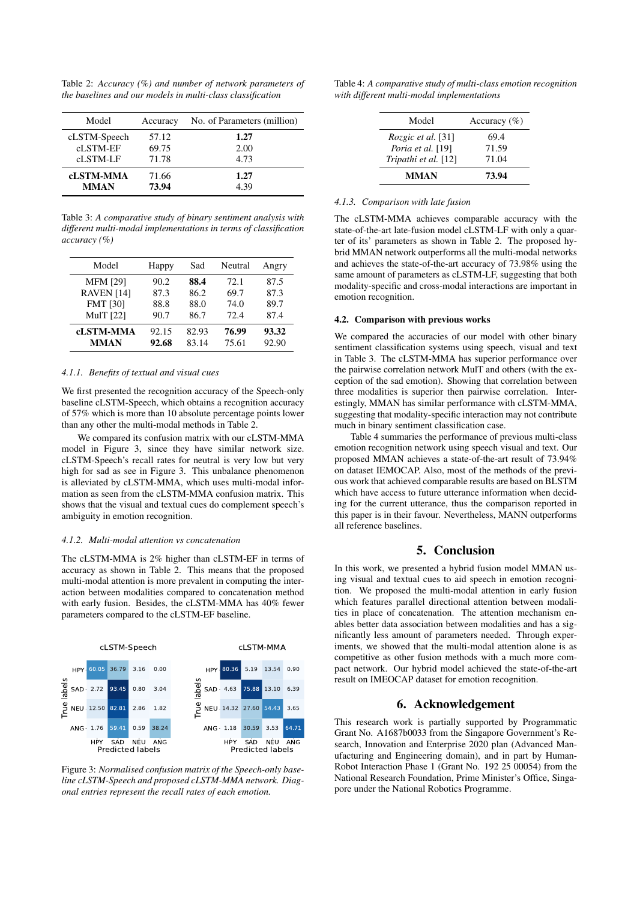Table 2: *Accuracy (%) and number of network parameters of the baselines and our models in multi-class classification*

| Model | Accuracy | No. of Parameters (million) |
|---|---|---|
| cLSTM-Speech | 57.12 | **1.27** |
| cLSTM-EF | 69.75 | 2.00 |
| cLSTM-LF | 71.78 | 4.73 |
| **cLSTM-MMA** | 71.66 | **1.27** |
| **MMAN** | **73.94** | 4.39 |

Table 3: *A comparative study of binary sentiment analysis with different multi-modal implementations in terms of classification accuracy (%)*

| Model | Happy | Sad | Neutral | Angry |
|---|---|---|---|---|
| MFM [29] | 90.2 | **88.4** | 72.1 | 87.5 |
| RAVEN [14] | 87.3 | 86.2 | 69.7 | 87.3 |
| FMT [30] | 88.8 | 88.0 | 74.0 | 89.7 |
| MulT [22] | 90.7 | 86.7 | 72.4 | 87.4 |
| **cLSTM-MMA** | 92.15 | 82.93 | **76.99** | **93.32** |
| **MMAN** | **92.68** | 83.14 | 75.61 | 92.90 |

#### 4.1.1. Benefits of textual and visual cues

We first presented the recognition accuracy of the Speech-only baseline cLSTM-Speech, which obtains a recognition accuracy of 57% which is more than 10 absolute percentage points lower than any other the multi-modal methods in Table 2.

We compared its confusion matrix with our cLSTM-MMA model in Figure 3, since they have similar network size. cLSTM-Speech's recall rates for neutral is very low but very high for sad as see in Figure 3. This unbalance phenomenon is alleviated by cLSTM-MMA, which uses multi-modal information as seen from the cLSTM-MMA confusion matrix. This shows that the visual and textual cues do complement speech's ambiguity in emotion recognition.

#### 4.1.2. Multi-modal attention vs concatenation

The cLSTM-MMA is 2% higher than cLSTM-EF in terms of accuracy as shown in Table 2. This means that the proposed multi-modal attention is more prevalent in computing the interaction between modalities compared to concatenation method with early fusion. Besides, the cLSTM-MMA has 40% fewer parameters compared to the cLSTM-EF baseline.

cLSTM-Speech

| True \ Predicted | HPY | SAD | NEU | ANG |
|---|---|---|---|---|
| HPY | 60.05 | 36.79 | 3.16 | 0.00 |
| SAD | 2.72 | 93.45 | 0.80 | 3.04 |
| NEU | 12.50 | 82.81 | 2.86 | 1.82 |
| ANG | 1.76 | 59.41 | 0.59 | 38.24 |

cLSTM-MMA

| True \ Predicted | HPY | SAD | NEU | ANG |
|---|---|---|---|---|
| HPY | 80.36 | 5.19 | 13.54 | 0.90 |
| SAD | 4.63 | 75.88 | 13.10 | 6.39 |
| NEU | 14.32 | 27.60 | 54.43 | 3.65 |
| ANG | 1.18 | 30.59 | 3.53 | 64.71 |

Figure 3: *Normalised confusion matrix of the Speech-only baseline cLSTM-Speech and proposed cLSTM-MMA network. Diagonal entries represent the recall rates of each emotion.*

Table 4: *A comparative study of multi-class emotion recognition with different multi-modal implementations*

| Model | Accuracy (%) |
|---|---|
| *Rozgic et al.* [31] | 69.4 |
| *Poria et al.* [19] | 71.59 |
| *Tripathi et al.* [12] | 71.04 |
| **MMAN** | **73.94** |

#### 4.1.3. Comparison with late fusion

The cLSTM-MMA achieves comparable accuracy with the state-of-the-art late-fusion model cLSTM-LF with only a quarter of its' parameters as shown in Table 2. The proposed hybrid MMAN network outperforms all the multi-modal networks and achieves the state-of-the-art accuracy of 73.98% using the same amount of parameters as cLSTM-LF, suggesting that both modality-specific and cross-modal interactions are important in emotion recognition.

### 4.2. Comparison with previous works

We compared the accuracies of our model with other binary sentiment classification systems using speech, visual and text in Table 3. The cLSTM-MMA has superior performance over the pairwise correlation network MulT and others (with the exception of the sad emotion). Showing that correlation between three modalities is superior then pairwise correlation. Interestingly, MMAN has similar performance with cLSTM-MMA, suggesting that modality-specific interaction may not contribute much in binary sentiment classification case.

Table 4 summaries the performance of previous multi-class emotion recognition network using speech visual and text. Our proposed MMAN achieves a state-of-the-art result of 73.94% on dataset IEMOCAP. Also, most of the methods of the previous work that achieved comparable results are based on BLSTM which have access to future utterance information when deciding for the current utterance, thus the comparison reported in this paper is in their favour. Nevertheless, MANN outperforms all reference baselines.

## 5. Conclusion

In this work, we presented a hybrid fusion model MMAN using visual and textual cues to aid speech in emotion recognition. We proposed the multi-modal attention in early fusion which features parallel directional attention between modalities in place of concatenation. The attention mechanism enables better data association between modalities and has a significantly less amount of parameters needed. Through experiments, we showed that the multi-modal attention alone is as competitive as other fusion methods with a much more compact network. Our hybrid model achieved the state-of-the-art result on IMEOCAP dataset for emotion recognition.

## 6. Acknowledgement

This research work is partially supported by Programmatic Grant No. A1687b0033 from the Singapore Government's Research, Innovation and Enterprise 2020 plan (Advanced Manufacturing and Engineering domain), and in part by Human-Robot Interaction Phase 1 (Grant No. 192 25 00054) from the National Research Foundation, Prime Minister's Office, Singapore under the National Robotics Programme.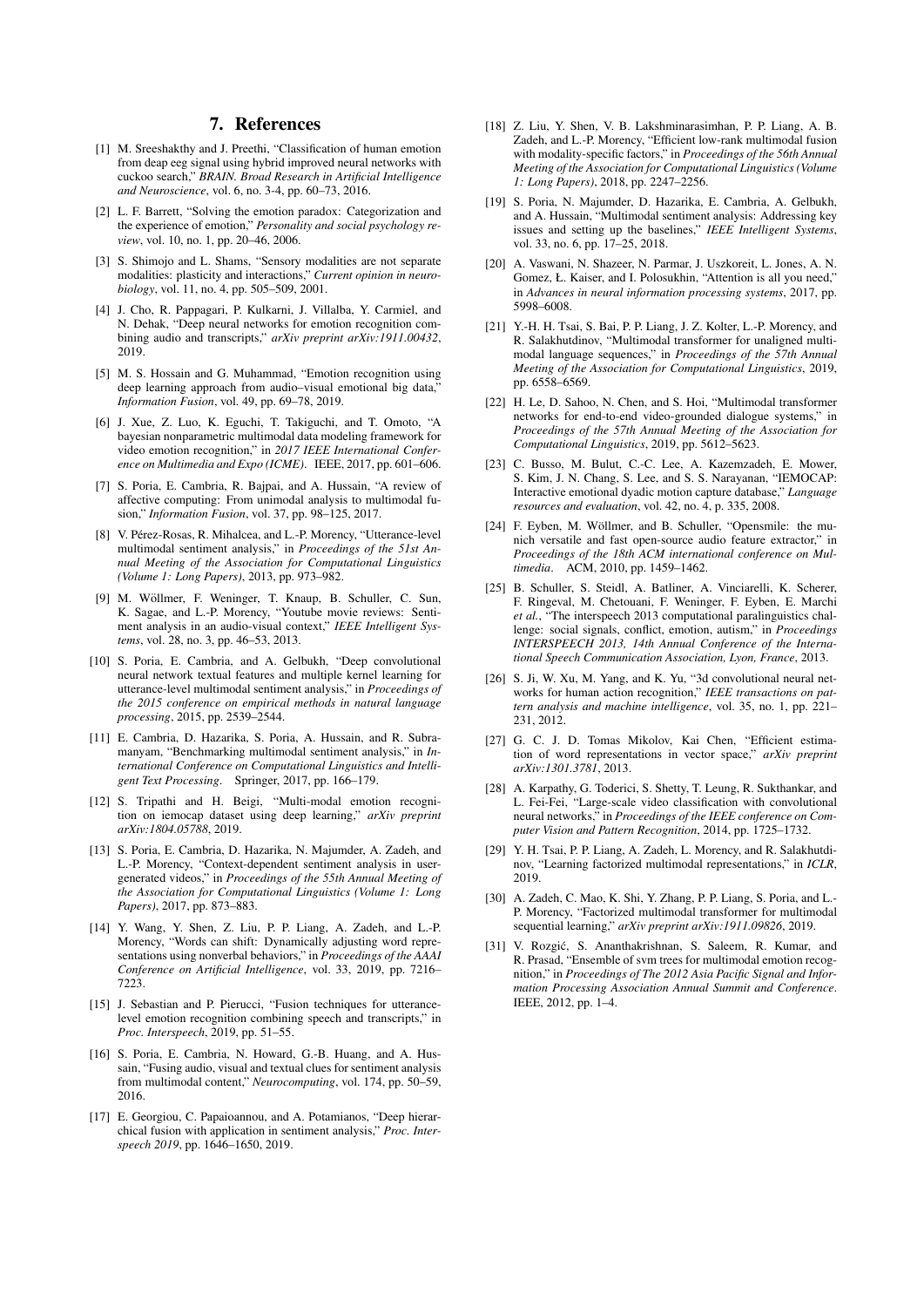## 7. References

[1] M. Sreeshakthy and J. Preethi, "Classification of human emotion from deap eeg signal using hybrid improved neural networks with cuckoo search," *BRAIN. Broad Research in Artificial Intelligence and Neuroscience*, vol. 6, no. 3-4, pp. 60–73, 2016.

[2] L. F. Barrett, "Solving the emotion paradox: Categorization and the experience of emotion," *Personality and social psychology review*, vol. 10, no. 1, pp. 20–46, 2006.

[3] S. Shimojo and L. Shams, "Sensory modalities are not separate modalities: plasticity and interactions," *Current opinion in neurobiology*, vol. 11, no. 4, pp. 505–509, 2001.

[4] J. Cho, R. Pappagari, P. Kulkarni, J. Villalba, Y. Carmiel, and N. Dehak, "Deep neural networks for emotion recognition combining audio and transcripts," *arXiv preprint arXiv:1911.00432*, 2019.

[5] M. S. Hossain and G. Muhammad, "Emotion recognition using deep learning approach from audio–visual emotional big data," *Information Fusion*, vol. 49, pp. 69–78, 2019.

[6] J. Xue, Z. Luo, K. Eguchi, T. Takiguchi, and T. Omoto, "A bayesian nonparametric multimodal data modeling framework for video emotion recognition," in *2017 IEEE International Conference on Multimedia and Expo (ICME)*. IEEE, 2017, pp. 601–606.

[7] S. Poria, E. Cambria, R. Bajpai, and A. Hussain, "A review of affective computing: From unimodal analysis to multimodal fusion," *Information Fusion*, vol. 37, pp. 98–125, 2017.

[8] V. Pérez-Rosas, R. Mihalcea, and L.-P. Morency, "Utterance-level multimodal sentiment analysis," in *Proceedings of the 51st Annual Meeting of the Association for Computational Linguistics (Volume 1: Long Papers)*, 2013, pp. 973–982.

[9] M. Wöllmer, F. Weninger, T. Knaup, B. Schuller, C. Sun, K. Sagae, and L.-P. Morency, "Youtube movie reviews: Sentiment analysis in an audio-visual context," *IEEE Intelligent Systems*, vol. 28, no. 3, pp. 46–53, 2013.

[10] S. Poria, E. Cambria, and A. Gelbukh, "Deep convolutional neural network textual features and multiple kernel learning for utterance-level multimodal sentiment analysis," in *Proceedings of the 2015 conference on empirical methods in natural language processing*, 2015, pp. 2539–2544.

[11] E. Cambria, D. Hazarika, S. Poria, A. Hussain, and R. Subramanyam, "Benchmarking multimodal sentiment analysis," in *International Conference on Computational Linguistics and Intelligent Text Processing*. Springer, 2017, pp. 166–179.

[12] S. Tripathi and H. Beigi, "Multi-modal emotion recognition on iemocap dataset using deep learning," *arXiv preprint arXiv:1804.05788*, 2019.

[13] S. Poria, E. Cambria, D. Hazarika, N. Majumder, A. Zadeh, and L.-P. Morency, "Context-dependent sentiment analysis in user-generated videos," in *Proceedings of the 55th Annual Meeting of the Association for Computational Linguistics (Volume 1: Long Papers)*, 2017, pp. 873–883.

[14] Y. Wang, Y. Shen, Z. Liu, P. P. Liang, A. Zadeh, and L.-P. Morency, "Words can shift: Dynamically adjusting word representations using nonverbal behaviors," in *Proceedings of the AAAI Conference on Artificial Intelligence*, vol. 33, 2019, pp. 7216–7223.

[15] J. Sebastian and P. Pierucci, "Fusion techniques for utterance-level emotion recognition combining speech and transcripts," in *Proc. Interspeech*, 2019, pp. 51–55.

[16] S. Poria, E. Cambria, N. Howard, G.-B. Huang, and A. Hussain, "Fusing audio, visual and textual clues for sentiment analysis from multimodal content," *Neurocomputing*, vol. 174, pp. 50–59, 2016.

[17] E. Georgiou, C. Papaioannou, and A. Potamianos, "Deep hierarchical fusion with application in sentiment analysis," *Proc. Interspeech 2019*, pp. 1646–1650, 2019.

[18] Z. Liu, Y. Shen, V. B. Lakshminarasimhan, P. P. Liang, A. B. Zadeh, and L.-P. Morency, "Efficient low-rank multimodal fusion with modality-specific factors," in *Proceedings of the 56th Annual Meeting of the Association for Computational Linguistics (Volume 1: Long Papers)*, 2018, pp. 2247–2256.

[19] S. Poria, N. Majumder, D. Hazarika, E. Cambria, A. Gelbukh, and A. Hussain, "Multimodal sentiment analysis: Addressing key issues and setting up the baselines," *IEEE Intelligent Systems*, vol. 33, no. 6, pp. 17–25, 2018.

[20] A. Vaswani, N. Shazeer, N. Parmar, J. Uszkoreit, L. Jones, A. N. Gomez, Ł. Kaiser, and I. Polosukhin, "Attention is all you need," in *Advances in neural information processing systems*, 2017, pp. 5998–6008.

[21] Y.-H. H. Tsai, S. Bai, P. P. Liang, J. Z. Kolter, L.-P. Morency, and R. Salakhutdinov, "Multimodal transformer for unaligned multimodal language sequences," in *Proceedings of the 57th Annual Meeting of the Association for Computational Linguistics*, 2019, pp. 6558–6569.

[22] H. Le, D. Sahoo, N. Chen, and S. Hoi, "Multimodal transformer networks for end-to-end video-grounded dialogue systems," in *Proceedings of the 57th Annual Meeting of the Association for Computational Linguistics*, 2019, pp. 5612–5623.

[23] C. Busso, M. Bulut, C.-C. Lee, A. Kazemzadeh, E. Mower, S. Kim, J. N. Chang, S. Lee, and S. S. Narayanan, "IEMOCAP: Interactive emotional dyadic motion capture database," *Language resources and evaluation*, vol. 42, no. 4, p. 335, 2008.

[24] F. Eyben, M. Wöllmer, and B. Schuller, "Opensmile: the munich versatile and fast open-source audio feature extractor," in *Proceedings of the 18th ACM international conference on Multimedia*. ACM, 2010, pp. 1459–1462.

[25] B. Schuller, S. Steidl, A. Batliner, A. Vinciarelli, K. Scherer, F. Ringeval, M. Chetouani, F. Weninger, F. Eyben, E. Marchi *et al.*, "The interspeech 2013 computational paralinguistics challenge: social signals, conflict, emotion, autism," in *Proceedings INTERSPEECH 2013, 14th Annual Conference of the International Speech Communication Association, Lyon, France*, 2013.

[26] S. Ji, W. Xu, M. Yang, and K. Yu, "3d convolutional neural networks for human action recognition," *IEEE transactions on pattern analysis and machine intelligence*, vol. 35, no. 1, pp. 221–231, 2012.

[27] G. C. J. D. Tomas Mikolov, Kai Chen, "Efficient estimation of word representations in vector space," *arXiv preprint arXiv:1301.3781*, 2013.

[28] A. Karpathy, G. Toderici, S. Shetty, T. Leung, R. Sukthankar, and L. Fei-Fei, "Large-scale video classification with convolutional neural networks," in *Proceedings of the IEEE conference on Computer Vision and Pattern Recognition*, 2014, pp. 1725–1732.

[29] Y. H. Tsai, P. P. Liang, A. Zadeh, L. Morency, and R. Salakhutdinov, "Learning factorized multimodal representations," in *ICLR*, 2019.

[30] A. Zadeh, C. Mao, K. Shi, Y. Zhang, P. P. Liang, S. Poria, and L.-P. Morency, "Factorized multimodal transformer for multimodal sequential learning," *arXiv preprint arXiv:1911.09826*, 2019.

[31] V. Rozgić, S. Ananthakrishnan, S. Saleem, R. Kumar, and R. Prasad, "Ensemble of svm trees for multimodal emotion recognition," in *Proceedings of The 2012 Asia Pacific Signal and Information Processing Association Annual Summit and Conference*. IEEE, 2012, pp. 1–4.